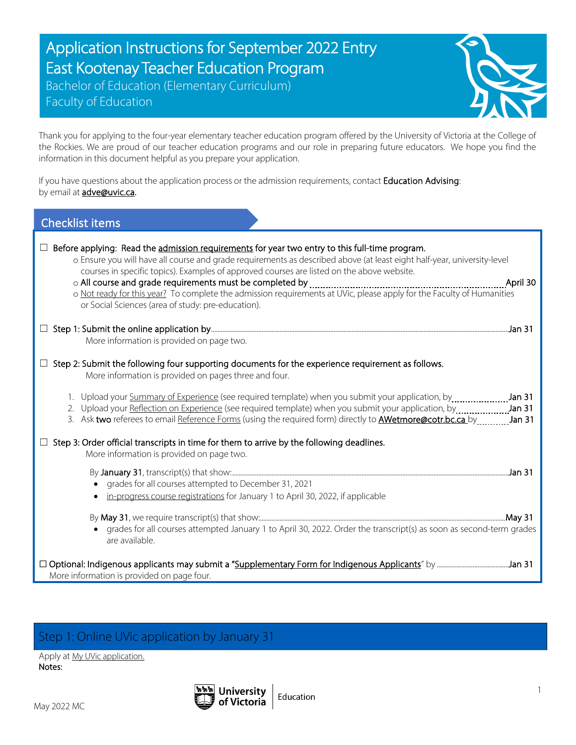# Application Instructions for September 2022 Entry
# East Kootenay Teacher Education Program

Bachelor of Education (Elementary Curriculum)

Faculty of Education

Thank you for applying to the four-year elementary teacher education program offered by the University of Victoria at the College of the Rockies. We are proud of our teacher education programs and our role in preparing future educators. We hope you find the information in this document helpful as you prepare your application.

If you have questions about the application process or the admission requirements, contact **Education Advising**: by email at adve@uvic.ca.

## Checklist items

☐ **Before applying: Read the admission requirements for year two entry to this full-time program.**
- Ensure you will have all course and grade requirements as described above (at least eight half-year, university-level courses in specific topics). Examples of approved courses are listed on the above website.
- All course and grade requirements must be completed by ........................ April 30
- Not ready for this year? To complete the admission requirements at UVic, please apply for the Faculty of Humanities or Social Sciences (area of study: pre-education).

☐ **Step 1: Submit the online application by** ........................ Jan 31
More information is provided on page two.

☐ **Step 2: Submit the following four supporting documents for the experience requirement as follows.**
More information is provided on pages three and four.

1. Upload your Summary of Experience (see required template) when you submit your application, by ........................ Jan 31
2. Upload your Reflection on Experience (see required template) when you submit your application, by ........................ Jan 31
3. Ask **two** referees to email Reference Forms (using the required form) directly to **AWetmore@cotr.bc.ca** by ........................ Jan 31

☐ **Step 3: Order official transcripts in time for them to arrive by the following deadlines.**
More information is provided on page two.

By **January 31**, transcript(s) that show: ........................ Jan 31
- grades for all courses attempted to December 31, 2021
- in-progress course registrations for January 1 to April 30, 2022, if applicable

By **May 31**, we require transcript(s) that show: ........................ May 31
- grades for all courses attempted January 1 to April 30, 2022. Order the transcript(s) as soon as second-term grades are available.

☐ **Optional: Indigenous applicants may submit a "Supplementary Form for Indigenous Applicants" by** ........................ Jan 31
More information is provided on page four.

## Step 1: Online UVic application by January 31

Apply at My UVic application.

**Notes:**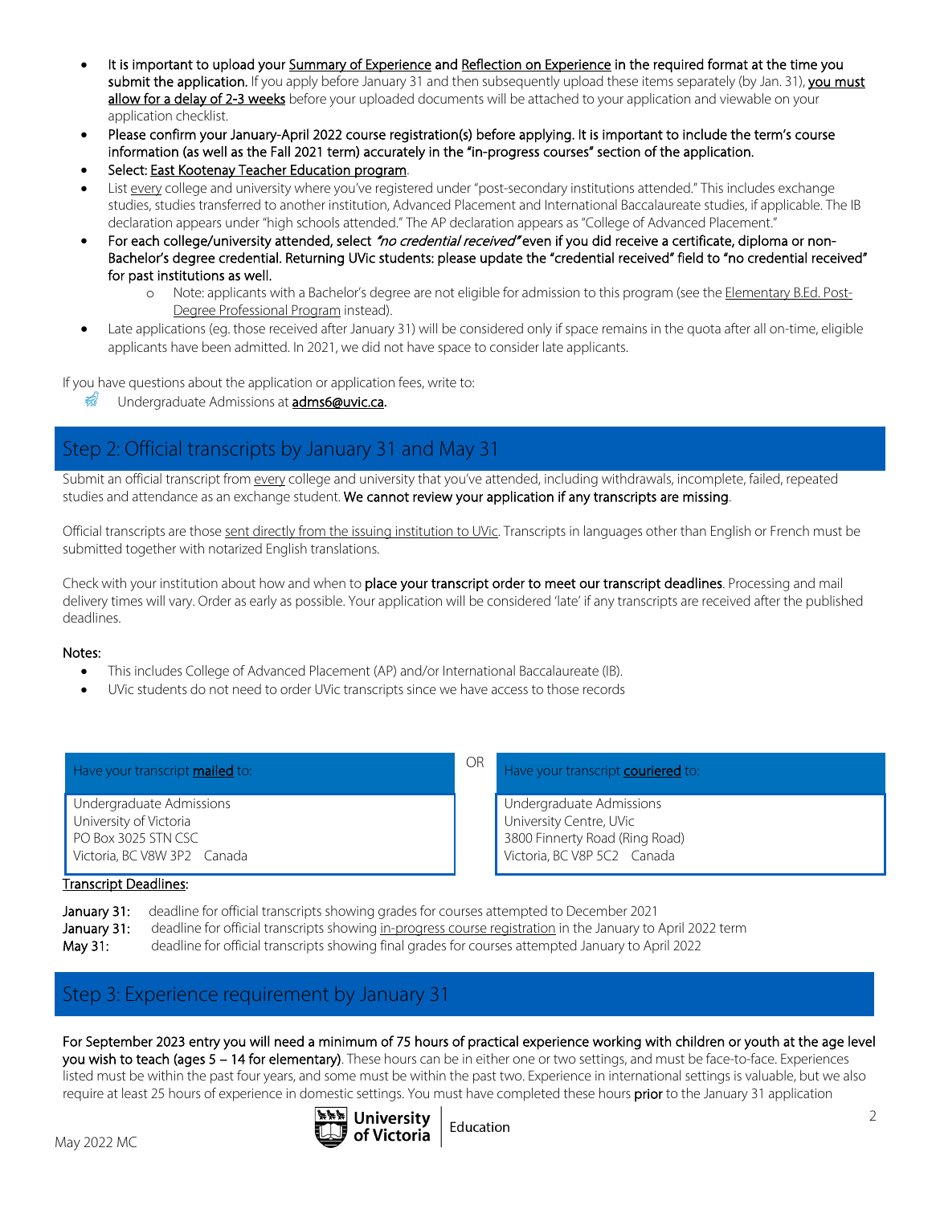- **It is important to upload your Summary of Experience and Reflection on Experience in the required format at the time you submit the application.** If you apply before January 31 and then subsequently upload these items separately (by Jan. 31), **you must allow for a delay of 2-3 weeks** before your uploaded documents will be attached to your application and viewable on your application checklist.
- **Please confirm your January-April 2022 course registration(s) before applying. It is important to include the term's course information (as well as the Fall 2021 term) accurately in the "in-progress courses" section of the application.**
- **Select: East Kootenay Teacher Education program.**
- List every college and university where you've registered under "post-secondary institutions attended." This includes exchange studies, studies transferred to another institution, Advanced Placement and International Baccalaureate studies, if applicable. The IB declaration appears under "high schools attended." The AP declaration appears as "College of Advanced Placement."
- **For each college/university attended, select *"no credential received"* even if you did receive a certificate, diploma or non-Bachelor's degree credential. Returning UVic students: please update the "credential received" field to "no credential received" for past institutions as well.**
  - Note: applicants with a Bachelor's degree are not eligible for admission to this program (see the Elementary B.Ed. Post-Degree Professional Program instead).
- Late applications (eg. those received after January 31) will be considered only if space remains in the quota after all on-time, eligible applicants have been admitted. In 2021, we did not have space to consider late applicants.

If you have questions about the application or application fees, write to:

Undergraduate Admissions at **adms6@uvic.ca.**

## Step 2: Official transcripts by January 31 and May 31

Submit an official transcript from every college and university that you've attended, including withdrawals, incomplete, failed, repeated studies and attendance as an exchange student. **We cannot review your application if any transcripts are missing**.

Official transcripts are those sent directly from the issuing institution to UVic. Transcripts in languages other than English or French must be submitted together with notarized English translations.

Check with your institution about how and when to **place your transcript order to meet our transcript deadlines**. Processing and mail delivery times will vary. Order as early as possible. Your application will be considered 'late' if any transcripts are received after the published deadlines.

**Notes:**

- This includes College of Advanced Placement (AP) and/or International Baccalaureate (IB).
- UVic students do not need to order UVic transcripts since we have access to those records

| Have your transcript **mailed** to: | OR | Have your transcript **couriered** to: |
|---|---|---|
| Undergraduate Admissions<br>University of Victoria<br>PO Box 3025 STN CSC<br>Victoria, BC V8W 3P2 Canada | | Undergraduate Admissions<br>University Centre, UVic<br>3800 Finnerty Road (Ring Road)<br>Victoria, BC V8P 5C2 Canada |

Transcript Deadlines:

**January 31:** deadline for official transcripts showing grades for courses attempted to December 2021
**January 31:** deadline for official transcripts showing in-progress course registration in the January to April 2022 term
**May 31:** deadline for official transcripts showing final grades for courses attempted January to April 2022

## Step 3: Experience requirement by January 31

**For September 2023 entry you will need a minimum of 75 hours of practical experience working with children or youth at the age level you wish to teach (ages 5 – 14 for elementary)**. These hours can be in either one or two settings, and must be face-to-face. Experiences listed must be within the past four years, and some must be within the past two. Experience in international settings is valuable, but we also require at least 25 hours of experience in domestic settings. You must have completed these hours **prior** to the January 31 application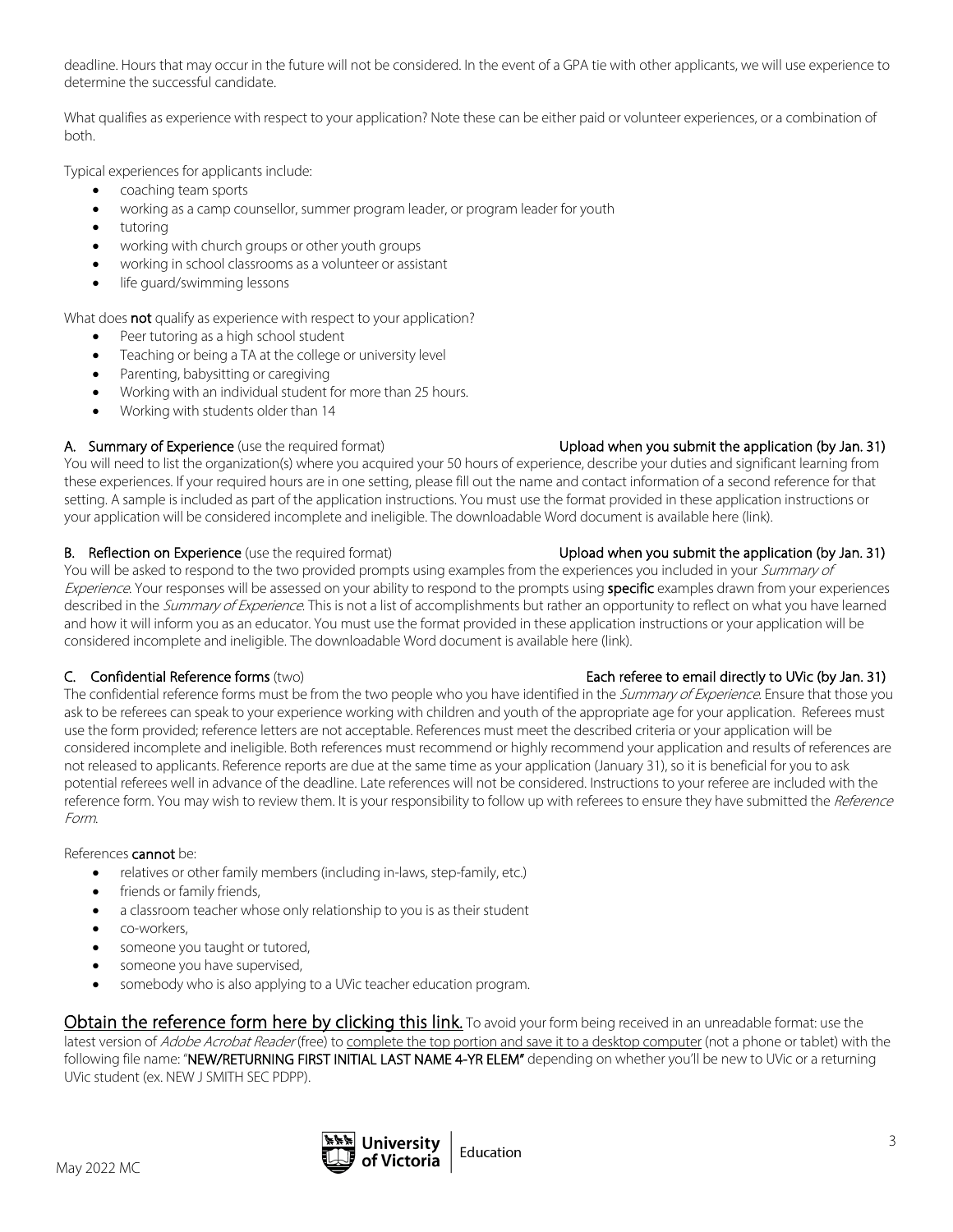deadline. Hours that may occur in the future will not be considered. In the event of a GPA tie with other applicants, we will use experience to determine the successful candidate.

What qualifies as experience with respect to your application? Note these can be either paid or volunteer experiences, or a combination of both.

Typical experiences for applicants include:

- coaching team sports
- working as a camp counsellor, summer program leader, or program leader for youth
- tutoring
- working with church groups or other youth groups
- working in school classrooms as a volunteer or assistant
- life guard/swimming lessons

What does **not** qualify as experience with respect to your application?

- Peer tutoring as a high school student
- Teaching or being a TA at the college or university level
- Parenting, babysitting or caregiving
- Working with an individual student for more than 25 hours.
- Working with students older than 14

**A. Summary of Experience** (use the required format) **Upload when you submit the application (by Jan. 31)**

You will need to list the organization(s) where you acquired your 50 hours of experience, describe your duties and significant learning from these experiences. If your required hours are in one setting, please fill out the name and contact information of a second reference for that setting. A sample is included as part of the application instructions. You must use the format provided in these application instructions or your application will be considered incomplete and ineligible. The downloadable Word document is available here (link).

**B. Reflection on Experience** (use the required format) **Upload when you submit the application (by Jan. 31)**

You will be asked to respond to the two provided prompts using examples from the experiences you included in your *Summary of Experience*. Your responses will be assessed on your ability to respond to the prompts using **specific** examples drawn from your experiences described in the *Summary of Experience*. This is not a list of accomplishments but rather an opportunity to reflect on what you have learned and how it will inform you as an educator. You must use the format provided in these application instructions or your application will be considered incomplete and ineligible. The downloadable Word document is available here (link).

**C. Confidential Reference forms** (two) **Each referee to email directly to UVic (by Jan. 31)**

The confidential reference forms must be from the two people who you have identified in the *Summary of Experience*. Ensure that those you ask to be referees can speak to your experience working with children and youth of the appropriate age for your application. Referees must use the form provided; reference letters are not acceptable. References must meet the described criteria or your application will be considered incomplete and ineligible. Both references must recommend or highly recommend your application and results of references are not released to applicants. Reference reports are due at the same time as your application (January 31), so it is beneficial for you to ask potential referees well in advance of the deadline. Late references will not be considered. Instructions to your referee are included with the reference form. You may wish to review them. It is your responsibility to follow up with referees to ensure they have submitted the *Reference Form*.

References **cannot** be:

- relatives or other family members (including in-laws, step-family, etc.)
- friends or family friends,
- a classroom teacher whose only relationship to you is as their student
- co-workers,
- someone you taught or tutored,
- someone you have supervised,
- somebody who is also applying to a UVic teacher education program.

Obtain the reference form here by clicking this link. To avoid your form being received in an unreadable format: use the latest version of *Adobe Acrobat Reader* (free) to complete the top portion and save it to a desktop computer (not a phone or tablet) with the following file name: "**NEW/RETURNING FIRST INITIAL LAST NAME 4-YR ELEM"** depending on whether you'll be new to UVic or a returning UVic student (ex. NEW J SMITH SEC PDPP).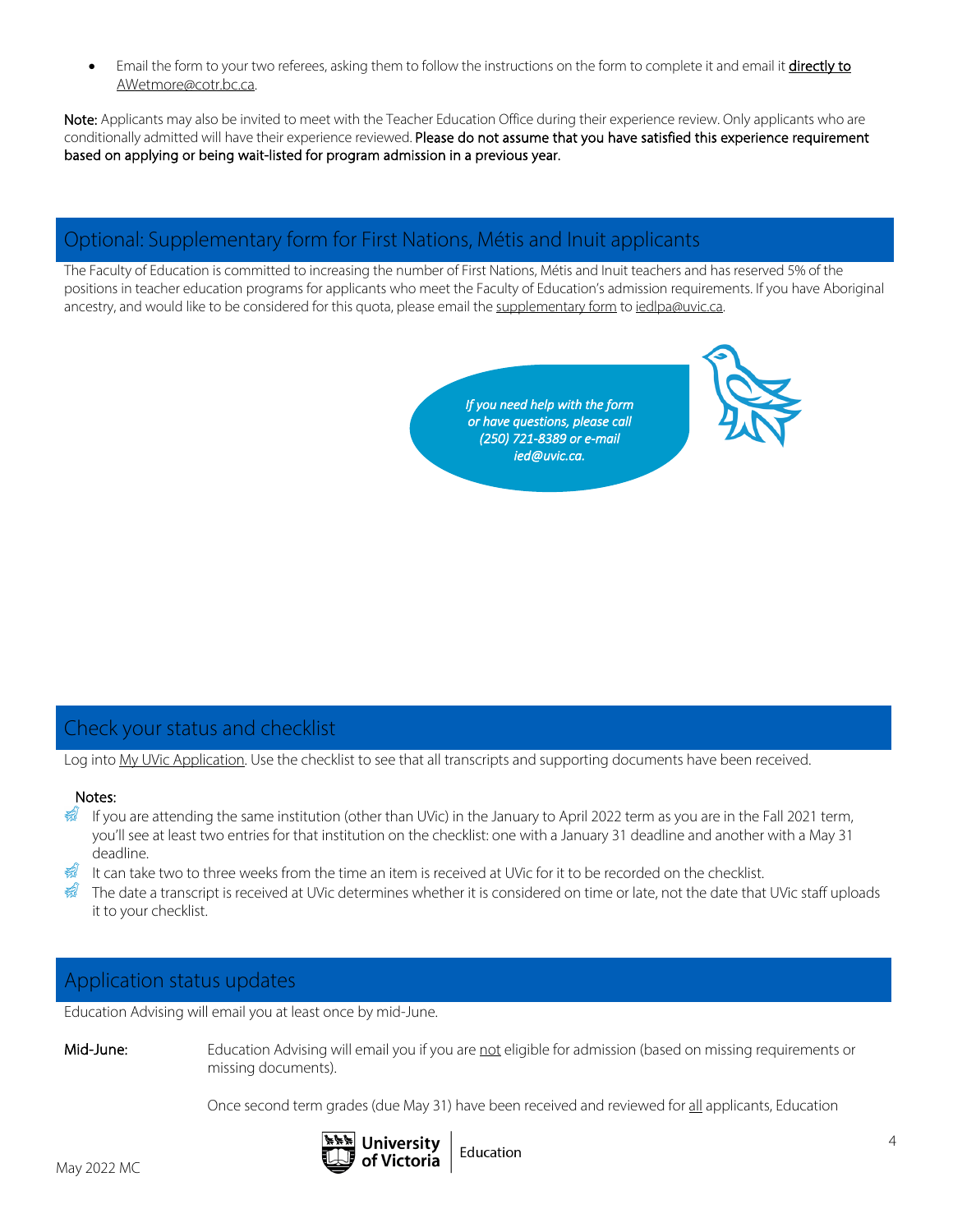- Email the form to your two referees, asking them to follow the instructions on the form to complete it and email it **directly to** AWetmore@cotr.bc.ca.

**Note:** Applicants may also be invited to meet with the Teacher Education Office during their experience review. Only applicants who are conditionally admitted will have their experience reviewed. **Please do not assume that you have satisfied this experience requirement based on applying or being wait-listed for program admission in a previous year.**

## Optional: Supplementary form for First Nations, Métis and Inuit applicants

The Faculty of Education is committed to increasing the number of First Nations, Métis and Inuit teachers and has reserved 5% of the positions in teacher education programs for applicants who meet the Faculty of Education's admission requirements. If you have Aboriginal ancestry, and would like to be considered for this quota, please email the supplementary form to iedlpa@uvic.ca.

*If you need help with the form or have questions, please call (250) 721-8389 or e-mail ied@uvic.ca.*

## Check your status and checklist

Log into My UVic Application. Use the checklist to see that all transcripts and supporting documents have been received.

**Notes:**

- If you are attending the same institution (other than UVic) in the January to April 2022 term as you are in the Fall 2021 term, you'll see at least two entries for that institution on the checklist: one with a January 31 deadline and another with a May 31 deadline.
- It can take two to three weeks from the time an item is received at UVic for it to be recorded on the checklist.
- The date a transcript is received at UVic determines whether it is considered on time or late, not the date that UVic staff uploads it to your checklist.

## Application status updates

Education Advising will email you at least once by mid-June.

**Mid-June:** Education Advising will email you if you are not eligible for admission (based on missing requirements or missing documents).

Once second term grades (due May 31) have been received and reviewed for all applicants, Education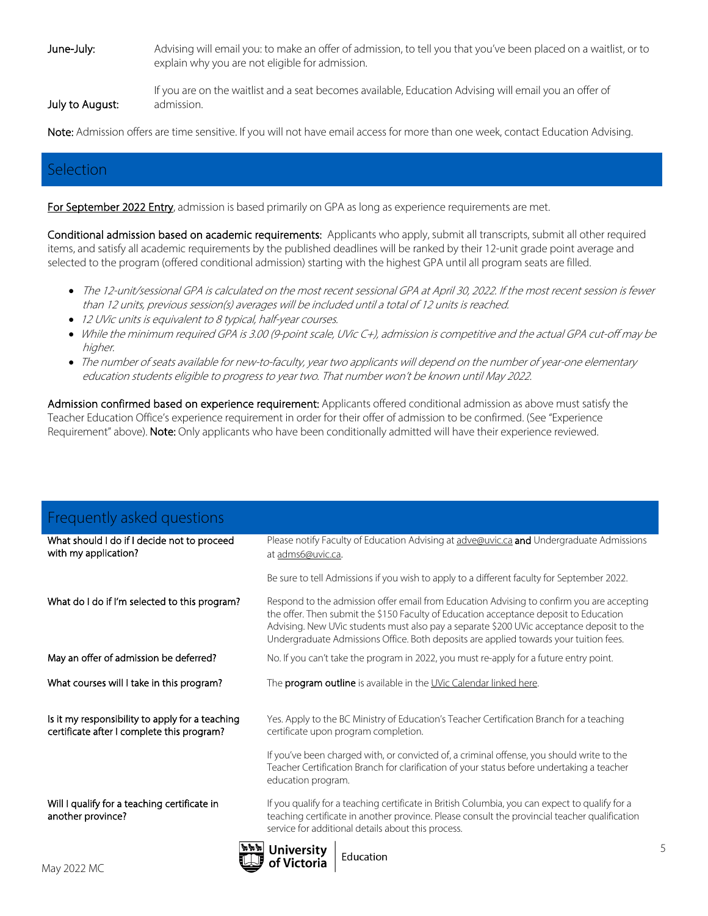**June-July:** Advising will email you: to make an offer of admission, to tell you that you've been placed on a waitlist, or to explain why you are not eligible for admission.

**July to August:** If you are on the waitlist and a seat becomes available, Education Advising will email you an offer of admission.

**Note:** Admission offers are time sensitive. If you will not have email access for more than one week, contact Education Advising.

## Selection

For September 2022 Entry, admission is based primarily on GPA as long as experience requirements are met.

**Conditional admission based on academic requirements:** Applicants who apply, submit all transcripts, submit all other required items, and satisfy all academic requirements by the published deadlines will be ranked by their 12-unit grade point average and selected to the program (offered conditional admission) starting with the highest GPA until all program seats are filled.

- *The 12-unit/sessional GPA is calculated on the most recent sessional GPA at April 30, 2022. If the most recent session is fewer than 12 units, previous session(s) averages will be included until a total of 12 units is reached.*
- *12 UVic units is equivalent to 8 typical, half-year courses.*
- *While the minimum required GPA is 3.00 (9-point scale, UVic C+), admission is competitive and the actual GPA cut-off may be higher.*
- *The number of seats available for new-to-faculty, year two applicants will depend on the number of year-one elementary education students eligible to progress to year two. That number won't be known until May 2022.*

**Admission confirmed based on experience requirement:** Applicants offered conditional admission as above must satisfy the Teacher Education Office's experience requirement in order for their offer of admission to be confirmed. (See "Experience Requirement" above). **Note:** Only applicants who have been conditionally admitted will have their experience reviewed.

## Frequently asked questions

| | |
|---|---|
| What should I do if I decide not to proceed with my application? | Please notify Faculty of Education Advising at adve@uvic.ca **and** Undergraduate Admissions at adms6@uvic.ca.<br><br>Be sure to tell Admissions if you wish to apply to a different faculty for September 2022. |
| What do I do if I'm selected to this program? | Respond to the admission offer email from Education Advising to confirm you are accepting the offer. Then submit the $150 Faculty of Education acceptance deposit to Education Advising. New UVic students must also pay a separate $200 UVic acceptance deposit to the Undergraduate Admissions Office. Both deposits are applied towards your tuition fees. |
| May an offer of admission be deferred? | No. If you can't take the program in 2022, you must re-apply for a future entry point. |
| What courses will I take in this program? | The **program outline** is available in the UVic Calendar linked here. |
| Is it my responsibility to apply for a teaching certificate after I complete this program? | Yes. Apply to the BC Ministry of Education's Teacher Certification Branch for a teaching certificate upon program completion.<br><br>If you've been charged with, or convicted of, a criminal offense, you should write to the Teacher Certification Branch for clarification of your status before undertaking a teacher education program. |
| Will I qualify for a teaching certificate in another province? | If you qualify for a teaching certificate in British Columbia, you can expect to qualify for a teaching certificate in another province. Please consult the provincial teacher qualification service for additional details about this process. |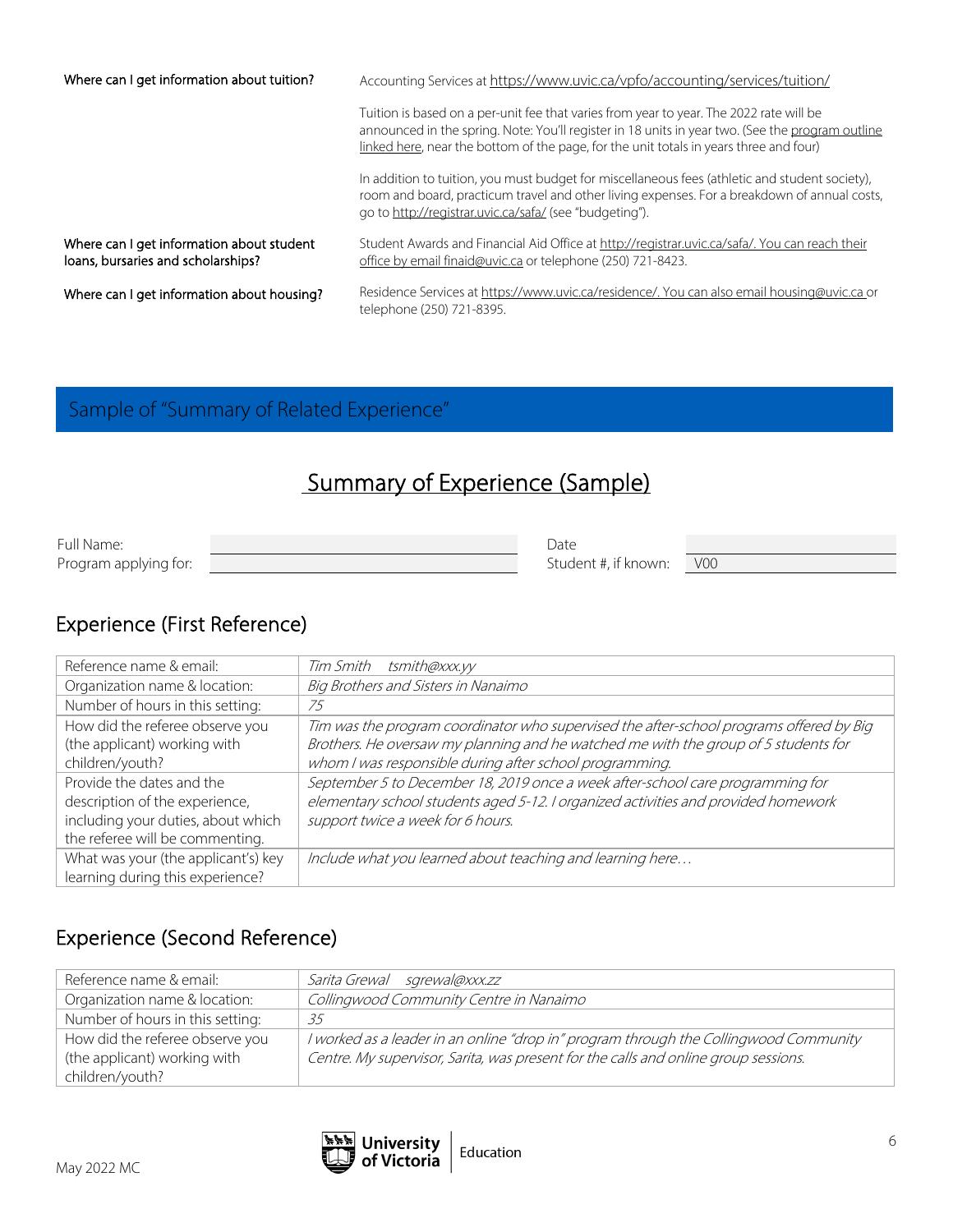| | |
|---|---|
| Where can I get information about tuition? | Accounting Services at https://www.uvic.ca/vpfo/accounting/services/tuition/<br><br>Tuition is based on a per-unit fee that varies from year to year. The 2022 rate will be announced in the spring. Note: You'll register in 18 units in year two. (See the program outline linked here, near the bottom of the page, for the unit totals in years three and four)<br><br>In addition to tuition, you must budget for miscellaneous fees (athletic and student society), room and board, practicum travel and other living expenses. For a breakdown of annual costs, go to http://registrar.uvic.ca/safa/ (see "budgeting"). |
| Where can I get information about student loans, bursaries and scholarships? | Student Awards and Financial Aid Office at http://registrar.uvic.ca/safa/. You can reach their office by email finaid@uvic.ca or telephone (250) 721-8423. |
| Where can I get information about housing? | Residence Services at https://www.uvic.ca/residence/. You can also email housing@uvic.ca or telephone (250) 721-8395. |

## Sample of "Summary of Related Experience"

# Summary of Experience (Sample)

| | | | |
|---|---|---|---|
| Full Name: | | Date | |
| Program applying for: | | Student #, if known: | V00 |

## Experience (First Reference)

| | |
|---|---|
| Reference name & email: | *Tim Smith tsmith@xxx.yy* |
| Organization name & location: | *Big Brothers and Sisters in Nanaimo* |
| Number of hours in this setting: | *75* |
| How did the referee observe you (the applicant) working with children/youth? | *Tim was the program coordinator who supervised the after-school programs offered by Big Brothers. He oversaw my planning and he watched me with the group of 5 students for whom I was responsible during after school programming.* |
| Provide the dates and the description of the experience, including your duties, about which the referee will be commenting. | *September 5 to December 18, 2019 once a week after-school care programming for elementary school students aged 5-12. I organized activities and provided homework support twice a week for 6 hours.* |
| What was your (the applicant's) key learning during this experience? | *Include what you learned about teaching and learning here…* |

## Experience (Second Reference)

| | |
|---|---|
| Reference name & email: | *Sarita Grewal sgrewal@xxx.zz* |
| Organization name & location: | *Collingwood Community Centre in Nanaimo* |
| Number of hours in this setting: | *35* |
| How did the referee observe you (the applicant) working with children/youth? | *I worked as a leader in an online "drop in" program through the Collingwood Community Centre. My supervisor, Sarita, was present for the calls and online group sessions.* |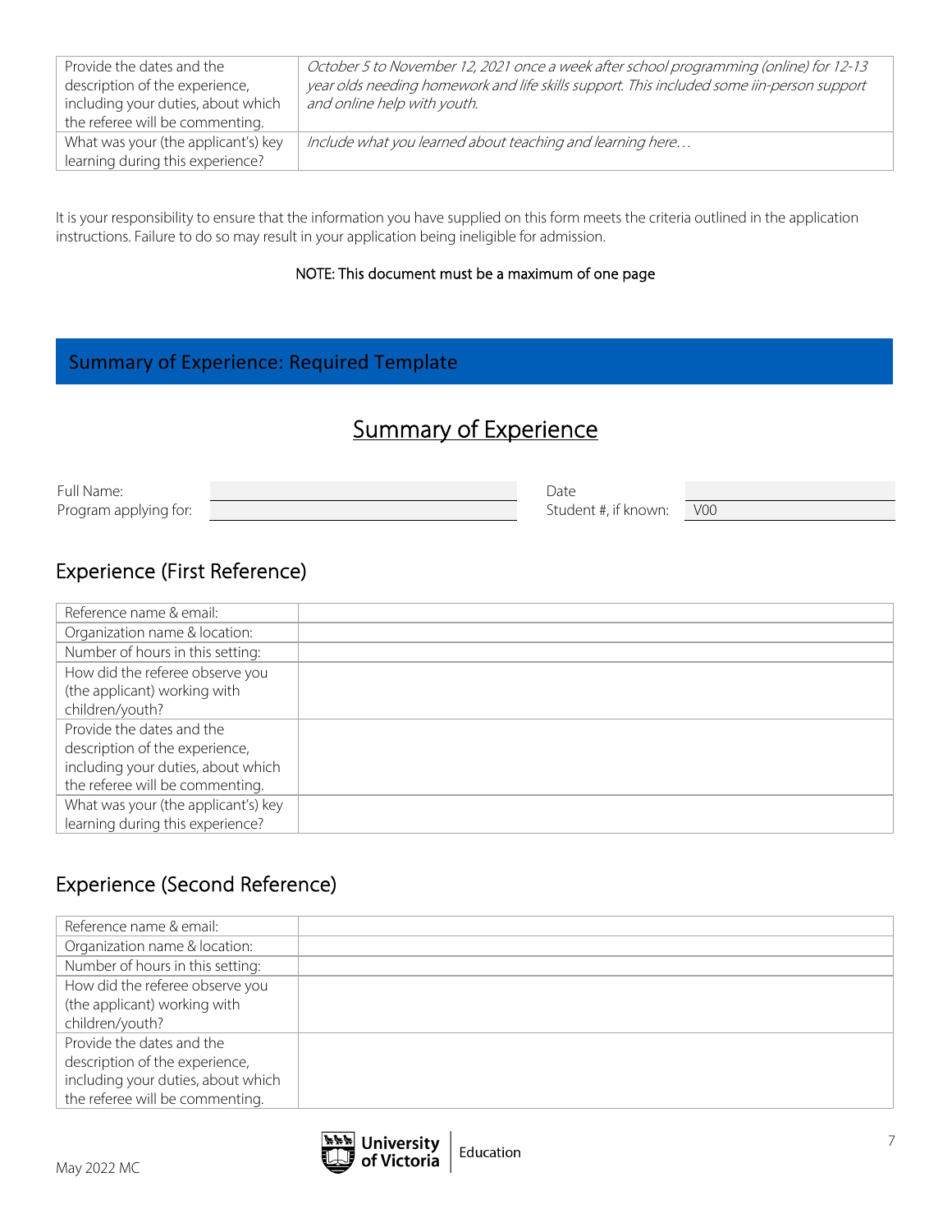| | |
|---|---|
| Provide the dates and the description of the experience, including your duties, about which the referee will be commenting. | *October 5 to November 12, 2021 once a week after school programming (online) for 12-13 year olds needing homework and life skills support. This included some iin-person support and online help with youth.* |
| What was your (the applicant's) key learning during this experience? | *Include what you learned about teaching and learning here…* |

It is your responsibility to ensure that the information you have supplied on this form meets the criteria outlined in the application instructions. Failure to do so may result in your application being ineligible for admission.

NOTE: This document must be a maximum of one page

## Summary of Experience: Required Template

# Summary of Experience

| | | | |
|---|---|---|---|
| Full Name: | | Date | |
| Program applying for: | | Student #, if known: | V00 |

## Experience (First Reference)

| | |
|---|---|
| Reference name & email: | |
| Organization name & location: | |
| Number of hours in this setting: | |
| How did the referee observe you (the applicant) working with children/youth? | |
| Provide the dates and the description of the experience, including your duties, about which the referee will be commenting. | |
| What was your (the applicant's) key learning during this experience? | |

## Experience (Second Reference)

| | |
|---|---|
| Reference name & email: | |
| Organization name & location: | |
| Number of hours in this setting: | |
| How did the referee observe you (the applicant) working with children/youth? | |
| Provide the dates and the description of the experience, including your duties, about which the referee will be commenting. | |

May 2022 MC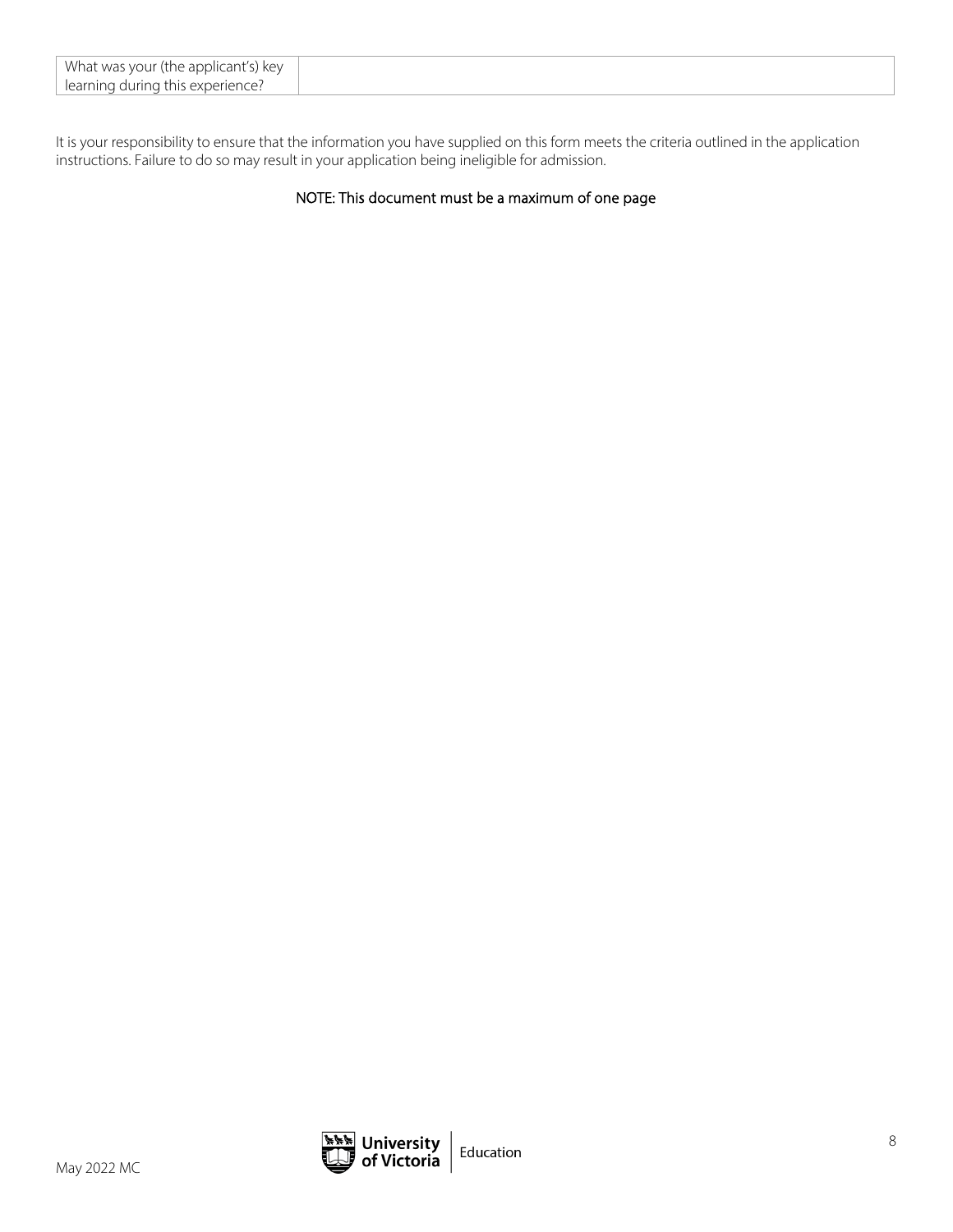| What was your (the applicant's) key learning during this experience? | |
|---|---|

It is your responsibility to ensure that the information you have supplied on this form meets the criteria outlined in the application instructions. Failure to do so may result in your application being ineligible for admission.

NOTE: This document must be a maximum of one page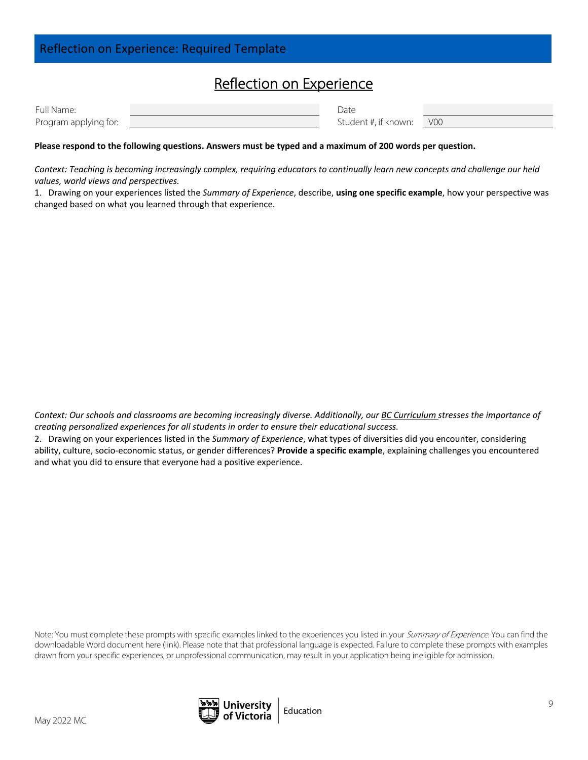Reflection on Experience: Required Template

# Reflection on Experience

| | | | |
|---|---|---|---|
| Full Name: | | Date | |
| Program applying for: | | Student #, if known: | V00 |

**Please respond to the following questions. Answers must be typed and a maximum of 200 words per question.**

*Context: Teaching is becoming increasingly complex, requiring educators to continually learn new concepts and challenge our held values, world views and perspectives.*

1. Drawing on your experiences listed the *Summary of Experience*, describe, **using one specific example**, how your perspective was changed based on what you learned through that experience.

*Context: Our schools and classrooms are becoming increasingly diverse. Additionally, our BC Curriculum stresses the importance of creating personalized experiences for all students in order to ensure their educational success.*

2. Drawing on your experiences listed in the *Summary of Experience*, what types of diversities did you encounter, considering ability, culture, socio-economic status, or gender differences? **Provide a specific example**, explaining challenges you encountered and what you did to ensure that everyone had a positive experience.

Note: You must complete these prompts with specific examples linked to the experiences you listed in your *Summary of Experience*. You can find the downloadable Word document here (link). Please note that that professional language is expected. Failure to complete these prompts with examples drawn from your specific experiences, or unprofessional communication, may result in your application being ineligible for admission.

May 2022 MC

University of Victoria | Education